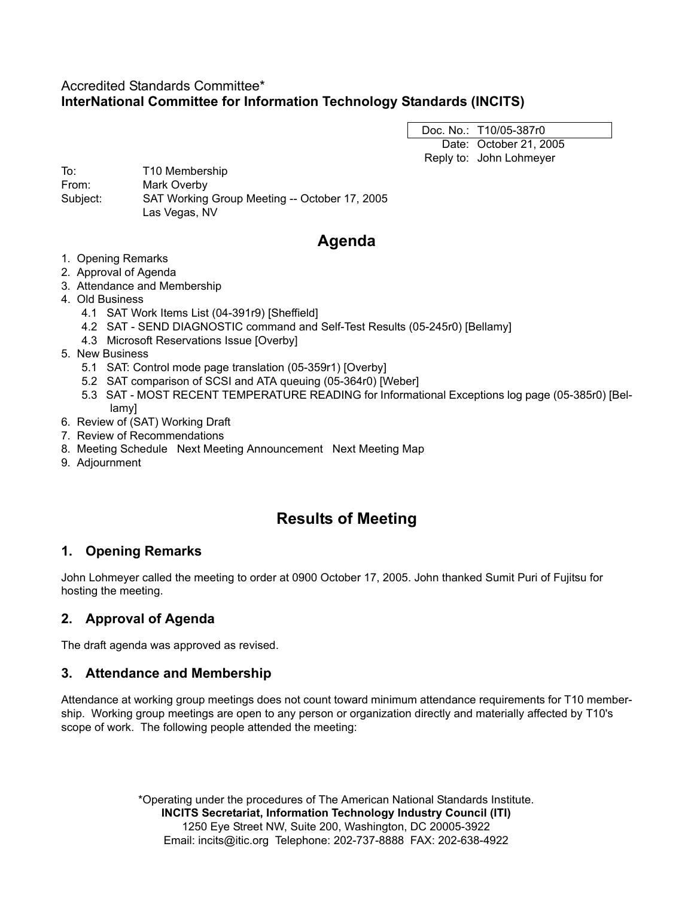Accredited Standards Committee*
**InterNational Committee for Information Technology Standards (INCITS)**

| Doc. No.: | T10/05-387r0 |
|---|---|
| Date: | October 21, 2005 |
| Reply to: | John Lohmeyer |

To: T10 Membership
From: Mark Overby
Subject: SAT Working Group Meeting -- October 17, 2005
Las Vegas, NV

## Agenda

1. Opening Remarks
2. Approval of Agenda
3. Attendance and Membership
4. Old Business
   - 4.1 SAT Work Items List (04-391r9) [Sheffield]
   - 4.2 SAT - SEND DIAGNOSTIC command and Self-Test Results (05-245r0) [Bellamy]
   - 4.3 Microsoft Reservations Issue [Overby]
5. New Business
   - 5.1 SAT: Control mode page translation (05-359r1) [Overby]
   - 5.2 SAT comparison of SCSI and ATA queuing (05-364r0) [Weber]
   - 5.3 SAT - MOST RECENT TEMPERATURE READING for Informational Exceptions log page (05-385r0) [Bellamy]
6. Review of (SAT) Working Draft
7. Review of Recommendations
8. Meeting Schedule Next Meeting Announcement Next Meeting Map
9. Adjournment

## Results of Meeting

### 1. Opening Remarks

John Lohmeyer called the meeting to order at 0900 October 17, 2005. John thanked Sumit Puri of Fujitsu for hosting the meeting.

### 2. Approval of Agenda

The draft agenda was approved as revised.

### 3. Attendance and Membership

Attendance at working group meetings does not count toward minimum attendance requirements for T10 membership. Working group meetings are open to any person or organization directly and materially affected by T10's scope of work. The following people attended the meeting:

*Operating under the procedures of The American National Standards Institute.
**INCITS Secretariat, Information Technology Industry Council (ITI)**
1250 Eye Street NW, Suite 200, Washington, DC 20005-3922
Email: incits@itic.org Telephone: 202-737-8888 FAX: 202-638-4922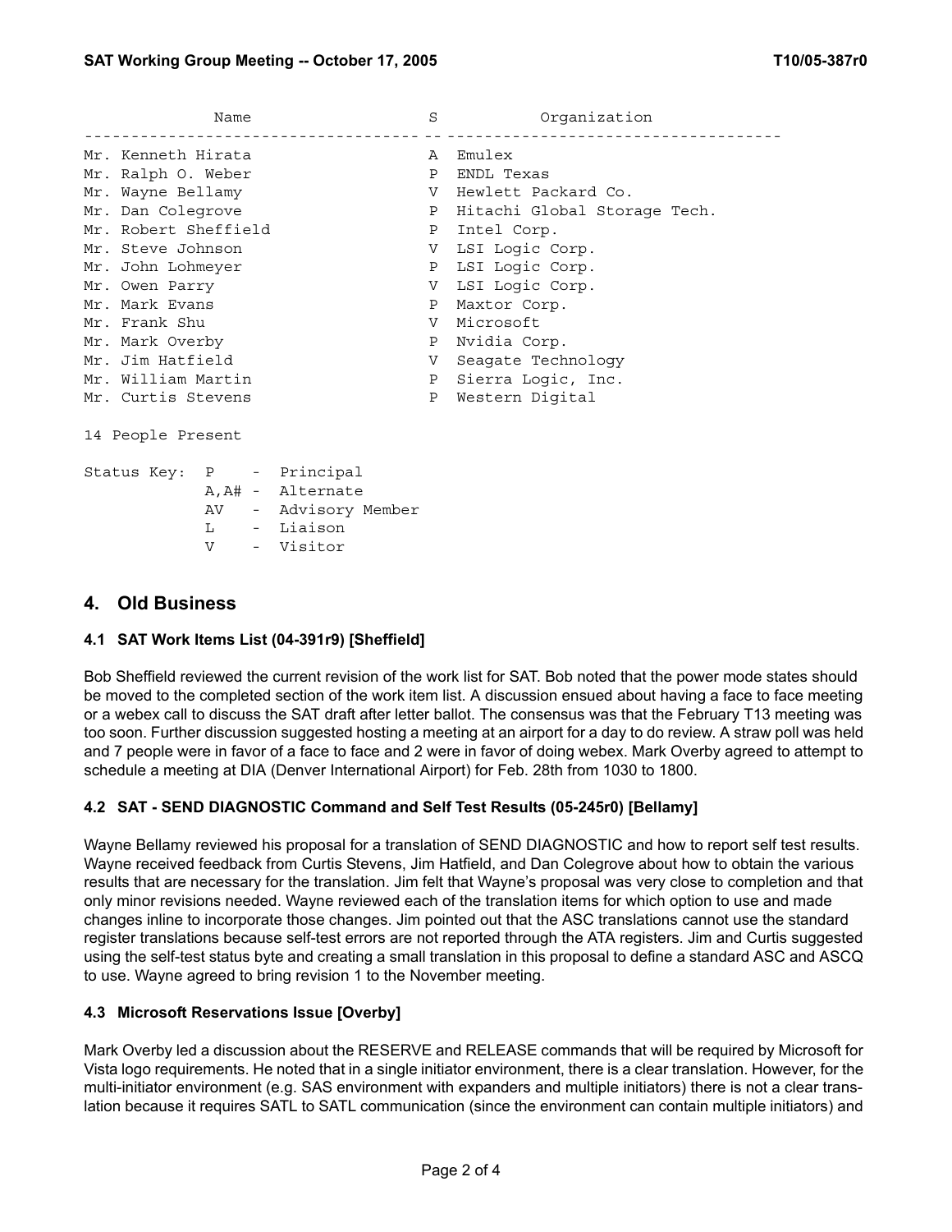| Name | S | Organization |
| --- | --- | --- |
| Mr. Kenneth Hirata | A | Emulex |
| Mr. Ralph O. Weber | P | ENDL Texas |
| Mr. Wayne Bellamy | V | Hewlett Packard Co. |
| Mr. Dan Colegrove | P | Hitachi Global Storage Tech. |
| Mr. Robert Sheffield | P | Intel Corp. |
| Mr. Steve Johnson | V | LSI Logic Corp. |
| Mr. John Lohmeyer | P | LSI Logic Corp. |
| Mr. Owen Parry | V | LSI Logic Corp. |
| Mr. Mark Evans | P | Maxtor Corp. |
| Mr. Frank Shu | V | Microsoft |
| Mr. Mark Overby | P | Nvidia Corp. |
| Mr. Jim Hatfield | V | Seagate Technology |
| Mr. William Martin | P | Sierra Logic, Inc. |
| Mr. Curtis Stevens | P | Western Digital |

14 People Present

```
Status Key:  P    -  Principal
             A,A# -  Alternate
             AV   -  Advisory Member
             L    -  Liaison
             V    -  Visitor
```

## 4. Old Business

### 4.1 SAT Work Items List (04-391r9) [Sheffield]

Bob Sheffield reviewed the current revision of the work list for SAT. Bob noted that the power mode states should be moved to the completed section of the work item list. A discussion ensued about having a face to face meeting or a webex call to discuss the SAT draft after letter ballot. The consensus was that the February T13 meeting was too soon. Further discussion suggested hosting a meeting at an airport for a day to do review. A straw poll was held and 7 people were in favor of a face to face and 2 were in favor of doing webex. Mark Overby agreed to attempt to schedule a meeting at DIA (Denver International Airport) for Feb. 28th from 1030 to 1800.

### 4.2 SAT - SEND DIAGNOSTIC Command and Self Test Results (05-245r0) [Bellamy]

Wayne Bellamy reviewed his proposal for a translation of SEND DIAGNOSTIC and how to report self test results. Wayne received feedback from Curtis Stevens, Jim Hatfield, and Dan Colegrove about how to obtain the various results that are necessary for the translation. Jim felt that Wayne's proposal was very close to completion and that only minor revisions needed. Wayne reviewed each of the translation items for which option to use and made changes inline to incorporate those changes. Jim pointed out that the ASC translations cannot use the standard register translations because self-test errors are not reported through the ATA registers. Jim and Curtis suggested using the self-test status byte and creating a small translation in this proposal to define a standard ASC and ASCQ to use. Wayne agreed to bring revision 1 to the November meeting.

### 4.3 Microsoft Reservations Issue [Overby]

Mark Overby led a discussion about the RESERVE and RELEASE commands that will be required by Microsoft for Vista logo requirements. He noted that in a single initiator environment, there is a clear translation. However, for the multi-initiator environment (e.g. SAS environment with expanders and multiple initiators) there is not a clear translation because it requires SATL to SATL communication (since the environment can contain multiple initiators) and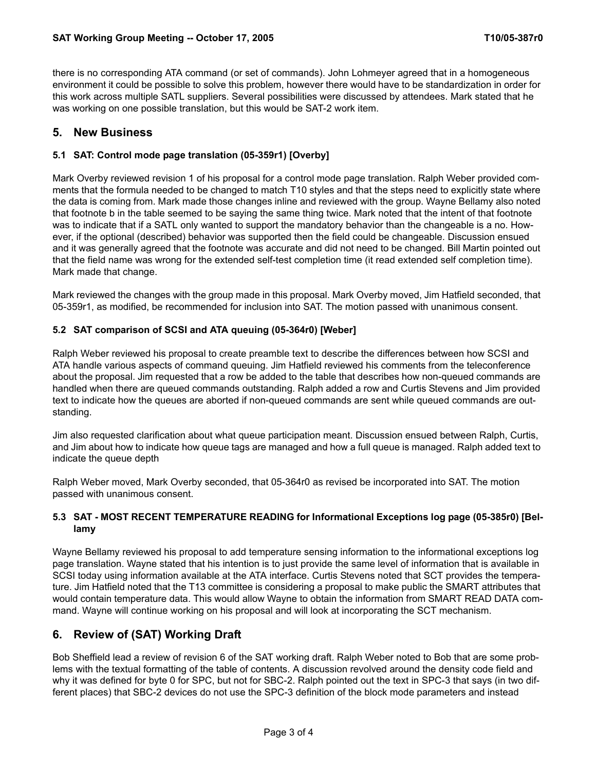there is no corresponding ATA command (or set of commands). John Lohmeyer agreed that in a homogeneous environment it could be possible to solve this problem, however there would have to be standardization in order for this work across multiple SATL suppliers. Several possibilities were discussed by attendees. Mark stated that he was working on one possible translation, but this would be SAT-2 work item.

## 5. New Business

### 5.1 SAT: Control mode page translation (05-359r1) [Overby]

Mark Overby reviewed revision 1 of his proposal for a control mode page translation. Ralph Weber provided comments that the formula needed to be changed to match T10 styles and that the steps need to explicitly state where the data is coming from. Mark made those changes inline and reviewed with the group. Wayne Bellamy also noted that footnote b in the table seemed to be saying the same thing twice. Mark noted that the intent of that footnote was to indicate that if a SATL only wanted to support the mandatory behavior than the changeable is a no. However, if the optional (described) behavior was supported then the field could be changeable. Discussion ensued and it was generally agreed that the footnote was accurate and did not need to be changed. Bill Martin pointed out that the field name was wrong for the extended self-test completion time (it read extended self completion time). Mark made that change.

Mark reviewed the changes with the group made in this proposal. Mark Overby moved, Jim Hatfield seconded, that 05-359r1, as modified, be recommended for inclusion into SAT. The motion passed with unanimous consent.

### 5.2 SAT comparison of SCSI and ATA queuing (05-364r0) [Weber]

Ralph Weber reviewed his proposal to create preamble text to describe the differences between how SCSI and ATA handle various aspects of command queuing. Jim Hatfield reviewed his comments from the teleconference about the proposal. Jim requested that a row be added to the table that describes how non-queued commands are handled when there are queued commands outstanding. Ralph added a row and Curtis Stevens and Jim provided text to indicate how the queues are aborted if non-queued commands are sent while queued commands are outstanding.

Jim also requested clarification about what queue participation meant. Discussion ensued between Ralph, Curtis, and Jim about how to indicate how queue tags are managed and how a full queue is managed. Ralph added text to indicate the queue depth

Ralph Weber moved, Mark Overby seconded, that 05-364r0 as revised be incorporated into SAT. The motion passed with unanimous consent.

### 5.3 SAT - MOST RECENT TEMPERATURE READING for Informational Exceptions log page (05-385r0) [Bellamy

Wayne Bellamy reviewed his proposal to add temperature sensing information to the informational exceptions log page translation. Wayne stated that his intention is to just provide the same level of information that is available in SCSI today using information available at the ATA interface. Curtis Stevens noted that SCT provides the temperature. Jim Hatfield noted that the T13 committee is considering a proposal to make public the SMART attributes that would contain temperature data. This would allow Wayne to obtain the information from SMART READ DATA command. Wayne will continue working on his proposal and will look at incorporating the SCT mechanism.

## 6. Review of (SAT) Working Draft

Bob Sheffield lead a review of revision 6 of the SAT working draft. Ralph Weber noted to Bob that are some problems with the textual formatting of the table of contents. A discussion revolved around the density code field and why it was defined for byte 0 for SPC, but not for SBC-2. Ralph pointed out the text in SPC-3 that says (in two different places) that SBC-2 devices do not use the SPC-3 definition of the block mode parameters and instead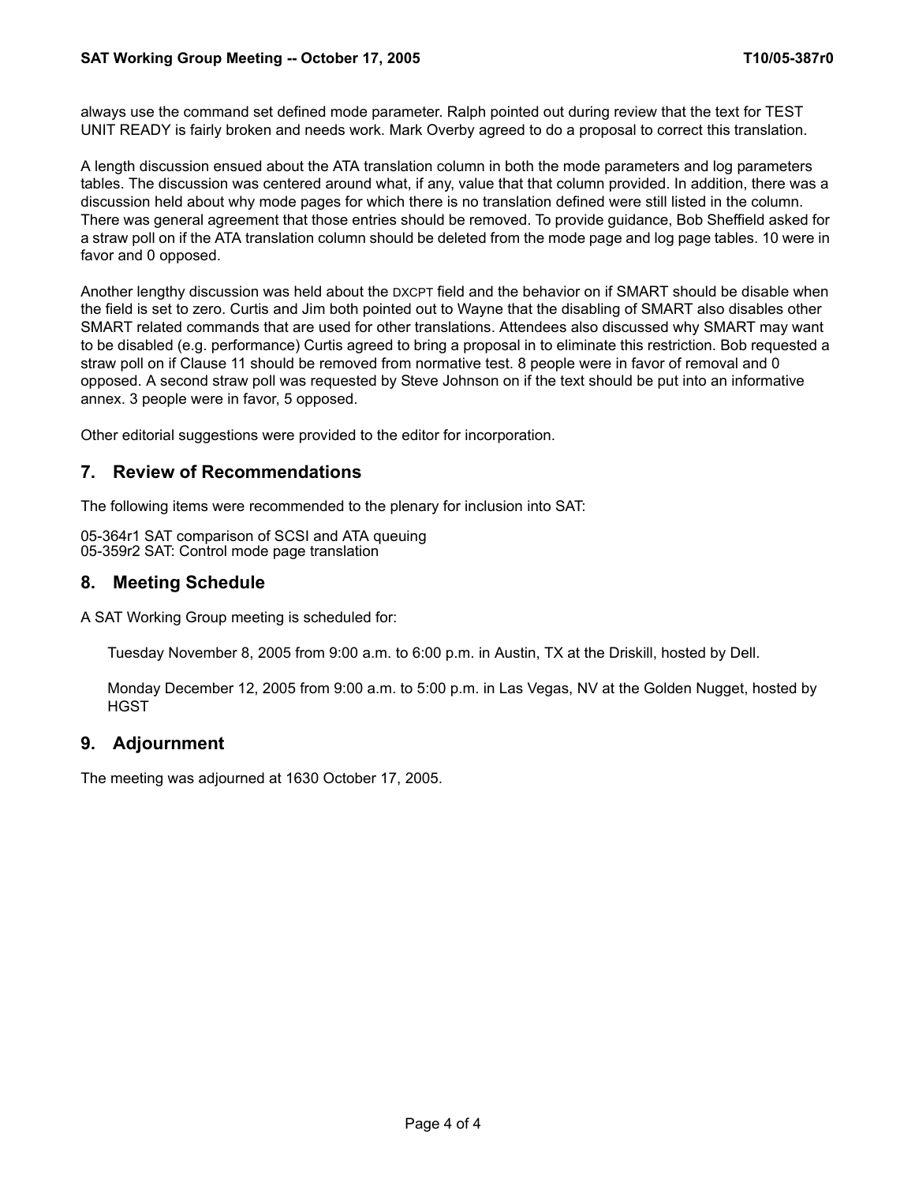always use the command set defined mode parameter. Ralph pointed out during review that the text for TEST UNIT READY is fairly broken and needs work. Mark Overby agreed to do a proposal to correct this translation.

A length discussion ensued about the ATA translation column in both the mode parameters and log parameters tables. The discussion was centered around what, if any, value that that column provided. In addition, there was a discussion held about why mode pages for which there is no translation defined were still listed in the column. There was general agreement that those entries should be removed. To provide guidance, Bob Sheffield asked for a straw poll on if the ATA translation column should be deleted from the mode page and log page tables. 10 were in favor and 0 opposed.

Another lengthy discussion was held about the DXCPT field and the behavior on if SMART should be disable when the field is set to zero. Curtis and Jim both pointed out to Wayne that the disabling of SMART also disables other SMART related commands that are used for other translations. Attendees also discussed why SMART may want to be disabled (e.g. performance) Curtis agreed to bring a proposal in to eliminate this restriction. Bob requested a straw poll on if Clause 11 should be removed from normative test. 8 people were in favor of removal and 0 opposed. A second straw poll was requested by Steve Johnson on if the text should be put into an informative annex. 3 people were in favor, 5 opposed.

Other editorial suggestions were provided to the editor for incorporation.

## 7. Review of Recommendations

The following items were recommended to the plenary for inclusion into SAT:

05-364r1 SAT comparison of SCSI and ATA queuing
05-359r2 SAT: Control mode page translation

## 8. Meeting Schedule

A SAT Working Group meeting is scheduled for:

Tuesday November 8, 2005 from 9:00 a.m. to 6:00 p.m. in Austin, TX at the Driskill, hosted by Dell.

Monday December 12, 2005 from 9:00 a.m. to 5:00 p.m. in Las Vegas, NV at the Golden Nugget, hosted by HGST

## 9. Adjournment

The meeting was adjourned at 1630 October 17, 2005.